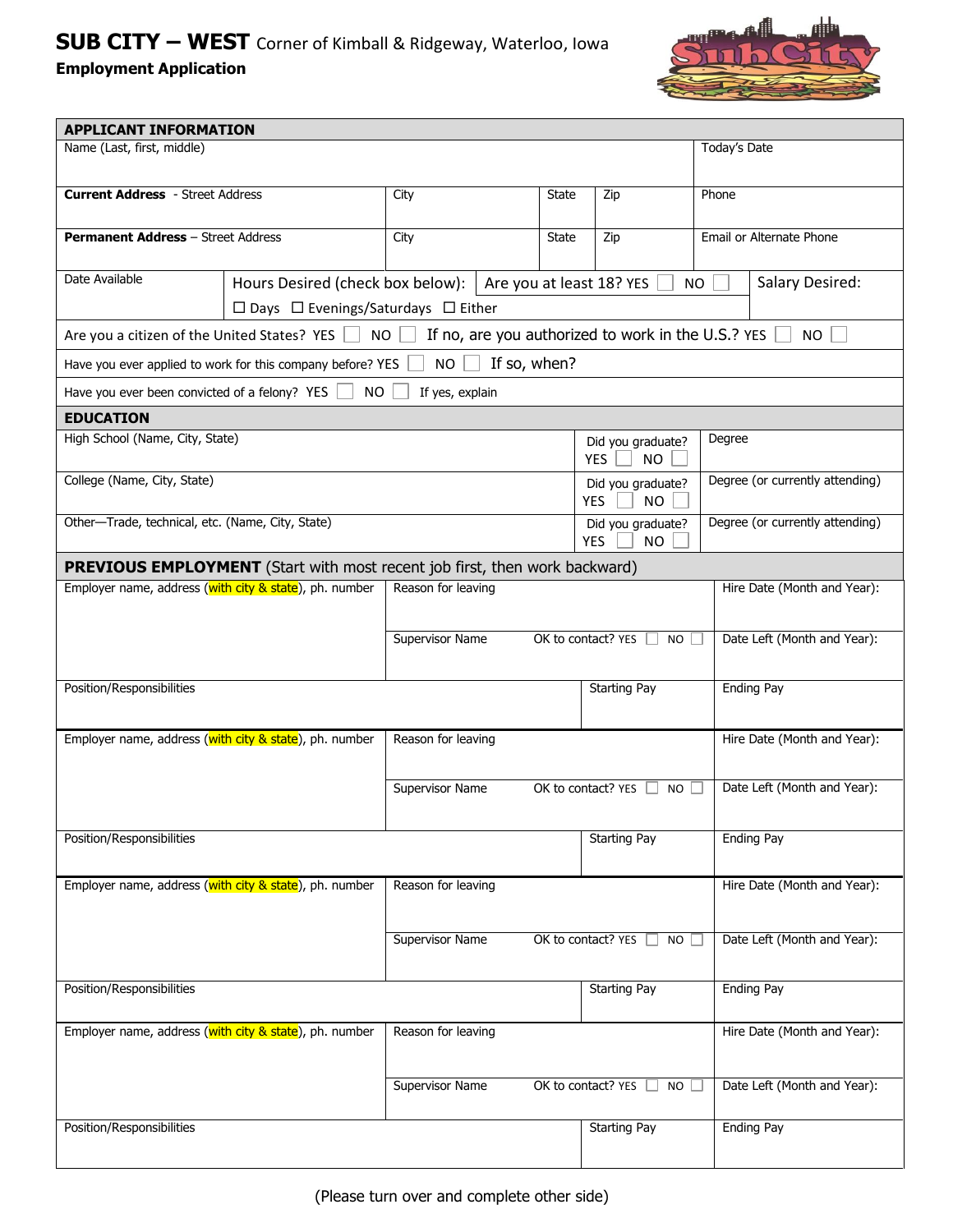# SUB CITY – WEST Corner of Kimball & Ridgeway, Waterloo, Iowa

**Employment Application**

## APPLICANT INFORMATION

| Name (Last, first, middle) | | | | Today's Date |
|---|---|---|---|---|
| **Current Address** - Street Address | City | State | Zip | Phone |
| **Permanent Address** – Street Address | City | State | Zip | Email or Alternate Phone |

| Date Available | Hours Desired (check box below): ☐ Days ☐ Evenings/Saturdays ☐ Either | Are you at least 18? YES ☐ NO ☐ | Salary Desired: |
|---|---|---|---|

Are you a citizen of the United States? YES ☐ NO ☐ If no, are you authorized to work in the U.S.? YES ☐ NO ☐

Have you ever applied to work for this company before? YES ☐ NO ☐ If so, when?

Have you ever been convicted of a felony? YES ☐ NO ☐ If yes, explain

## EDUCATION

| School | Did you graduate? | Degree |
|---|---|---|
| High School (Name, City, State) | YES ☐ NO ☐ | Degree |
| College (Name, City, State) | YES ☐ NO ☐ | Degree (or currently attending) |
| Other—Trade, technical, etc. (Name, City, State) | YES ☐ NO ☐ | Degree (or currently attending) |

## PREVIOUS EMPLOYMENT (Start with most recent job first, then work backward)

| Employer name, address (with city & state), ph. number | Reason for leaving | | Hire Date (Month and Year): |
|---|---|---|---|
| | Supervisor Name | OK to contact? YES ☐ NO ☐ | Date Left (Month and Year): |
| Position/Responsibilities | | Starting Pay | Ending Pay |

| Employer name, address (with city & state), ph. number | Reason for leaving | | Hire Date (Month and Year): |
|---|---|---|---|
| | Supervisor Name | OK to contact? YES ☐ NO ☐ | Date Left (Month and Year): |
| Position/Responsibilities | | Starting Pay | Ending Pay |

| Employer name, address (with city & state), ph. number | Reason for leaving | | Hire Date (Month and Year): |
|---|---|---|---|
| | Supervisor Name | OK to contact? YES ☐ NO ☐ | Date Left (Month and Year): |
| Position/Responsibilities | | Starting Pay | Ending Pay |

| Employer name, address (with city & state), ph. number | Reason for leaving | | Hire Date (Month and Year): |
|---|---|---|---|
| | Supervisor Name | OK to contact? YES ☐ NO ☐ | Date Left (Month and Year): |
| Position/Responsibilities | | Starting Pay | Ending Pay |

(Please turn over and complete other side)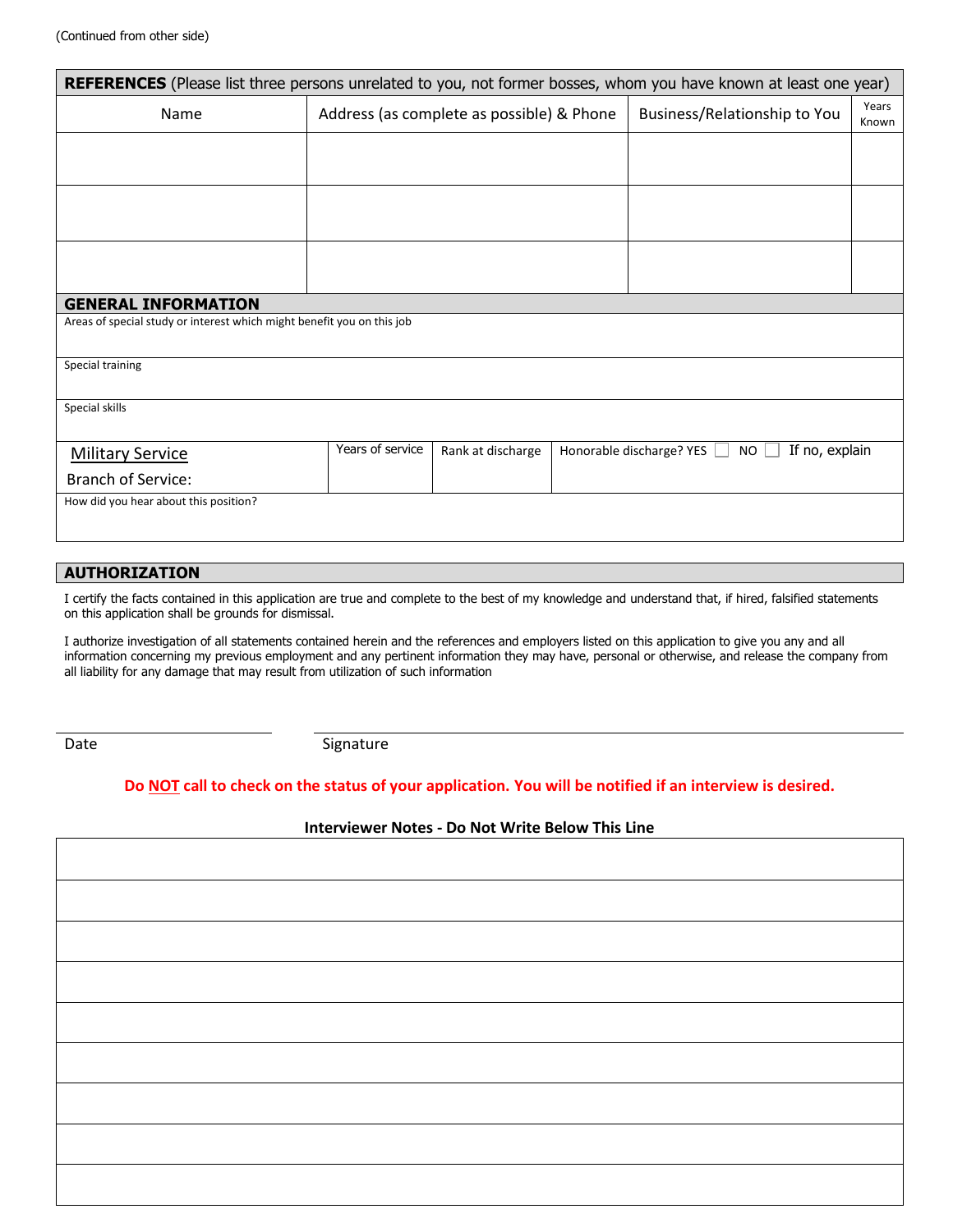(Continued from other side)

| **REFERENCES** (Please list three persons unrelated to you, not former bosses, whom you have known at least one year) | | | |
|---|---|---|---|
| Name | Address (as complete as possible) & Phone | Business/Relationship to You | Years Known |
| | | | |
| | | | |
| | | | |

## GENERAL INFORMATION

Areas of special study or interest which might benefit you on this job

Special training

Special skills

| Military Service<br>Branch of Service: | Years of service | Rank at discharge | Honorable discharge? YES ☐ NO ☐ If no, explain |
|---|---|---|---|

How did you hear about this position?

## AUTHORIZATION

I certify the facts contained in this application are true and complete to the best of my knowledge and understand that, if hired, falsified statements on this application shall be grounds for dismissal.

I authorize investigation of all statements contained herein and the references and employers listed on this application to give you any and all information concerning my previous employment and any pertinent information they may have, personal or otherwise, and release the company from all liability for any damage that may result from utilization of such information

Date ____________________ Signature ________________________________________

**Do NOT call to check on the status of your application. You will be notified if an interview is desired.**

**Interviewer Notes - Do Not Write Below This Line**

| |
|---|
| |
| |
| |
| |
| |
| |
| |
| |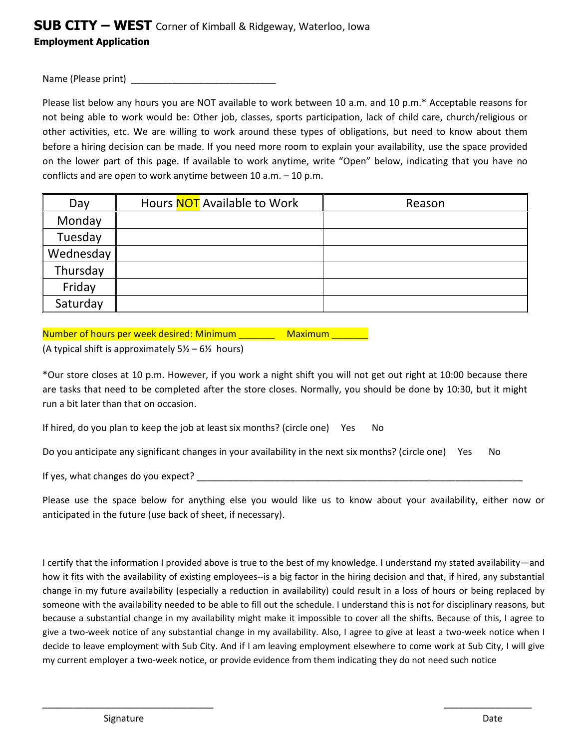## SUB CITY – WEST Corner of Kimball & Ridgeway, Waterloo, Iowa

**Employment Application**

Name (Please print) ____________________________

Please list below any hours you are NOT available to work between 10 a.m. and 10 p.m.* Acceptable reasons for not being able to work would be: Other job, classes, sports participation, lack of child care, church/religious or other activities, etc. We are willing to work around these types of obligations, but need to know about them before a hiring decision can be made. If you need more room to explain your availability, use the space provided on the lower part of this page. If available to work anytime, write "Open" below, indicating that you have no conflicts and are open to work anytime between 10 a.m. – 10 p.m.

| Day | Hours NOT Available to Work | Reason |
|---|---|---|
| Monday | | |
| Tuesday | | |
| Wednesday | | |
| Thursday | | |
| Friday | | |
| Saturday | | |

Number of hours per week desired: Minimum _______ Maximum _______

(A typical shift is approximately 5½ – 6½ hours)

*Our store closes at 10 p.m. However, if you work a night shift you will not get out right at 10:00 because there are tasks that need to be completed after the store closes. Normally, you should be done by 10:30, but it might run a bit later than that on occasion.

If hired, do you plan to keep the job at least six months? (circle one) Yes No

Do you anticipate any significant changes in your availability in the next six months? (circle one) Yes No

If yes, what changes do you expect? _______________________________________________________________

Please use the space below for anything else you would like us to know about your availability, either now or anticipated in the future (use back of sheet, if necessary).

I certify that the information I provided above is true to the best of my knowledge. I understand my stated availability—and how it fits with the availability of existing employees--is a big factor in the hiring decision and that, if hired, any substantial change in my future availability (especially a reduction in availability) could result in a loss of hours or being replaced by someone with the availability needed to be able to fill out the schedule. I understand this is not for disciplinary reasons, but because a substantial change in my availability might make it impossible to cover all the shifts. Because of this, I agree to give a two-week notice of any substantial change in my availability. Also, I agree to give at least a two-week notice when I decide to leave employment with Sub City. And if I am leaving employment elsewhere to come work at Sub City, I will give my current employer a two-week notice, or provide evidence from them indicating they do not need such notice

__________________________________ Signature

_________________ Date